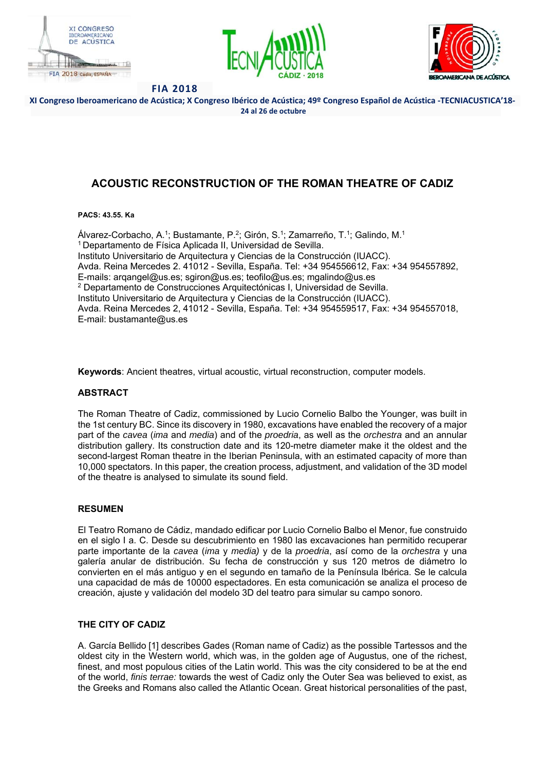FIA 2018

XI Congreso Iberoamericano de Acústica; X Congreso Ibérico de Acústica; 49º Congreso Español de Acústica -TECNIACUSTICA'18-
24 al 26 de octubre

# ACOUSTIC RECONSTRUCTION OF THE ROMAN THEATRE OF CADIZ

**PACS: 43.55. Ka**

Álvarez-Corbacho, A.[1]; Bustamante, P.[2]; Girón, S.[1]; Zamarreño, T.[1]; Galindo, M.[1]
[1] Departamento de Física Aplicada II, Universidad de Sevilla.
Instituto Universitario de Arquitectura y Ciencias de la Construcción (IUACC).
Avda. Reina Mercedes 2. 41012 - Sevilla, España. Tel: +34 954556612, Fax: +34 954557892,
E-mails: arqangel@us.es; sgiron@us.es; teofilo@us.es; mgalindo@us.es
[2] Departamento de Construcciones Arquitectónicas I, Universidad de Sevilla.
Instituto Universitario de Arquitectura y Ciencias de la Construcción (IUACC).
Avda. Reina Mercedes 2, 41012 - Sevilla, España. Tel: +34 954559517, Fax: +34 954557018,
E-mail: bustamante@us.es

**Keywords**: Ancient theatres, virtual acoustic, virtual reconstruction, computer models.

## ABSTRACT

The Roman Theatre of Cadiz, commissioned by Lucio Cornelio Balbo the Younger, was built in the 1st century BC. Since its discovery in 1980, excavations have enabled the recovery of a major part of the *cavea* (*ima* and *media*) and of the *proedria*, as well as the *orchestra* and an annular distribution gallery. Its construction date and its 120-metre diameter make it the oldest and the second-largest Roman theatre in the Iberian Peninsula, with an estimated capacity of more than 10,000 spectators. In this paper, the creation process, adjustment, and validation of the 3D model of the theatre is analysed to simulate its sound field.

## RESUMEN

El Teatro Romano de Cádiz, mandado edificar por Lucio Cornelio Balbo el Menor, fue construido en el siglo I a. C. Desde su descubrimiento en 1980 las excavaciones han permitido recuperar parte importante de la *cavea* (*ima* y *media)* y de la *proedria*, así como de la *orchestra* y una galería anular de distribución. Su fecha de construcción y sus 120 metros de diámetro lo convierten en el más antiguo y en el segundo en tamaño de la Península Ibérica. Se le calcula una capacidad de más de 10000 espectadores. En esta comunicación se analiza el proceso de creación, ajuste y validación del modelo 3D del teatro para simular su campo sonoro.

## THE CITY OF CADIZ

A. García Bellido [1] describes Gades (Roman name of Cadiz) as the possible Tartessos and the oldest city in the Western world, which was, in the golden age of Augustus, one of the richest, finest, and most populous cities of the Latin world. This was the city considered to be at the end of the world, *finis terrae:* towards the west of Cadiz only the Outer Sea was believed to exist, as the Greeks and Romans also called the Atlantic Ocean. Great historical personalities of the past,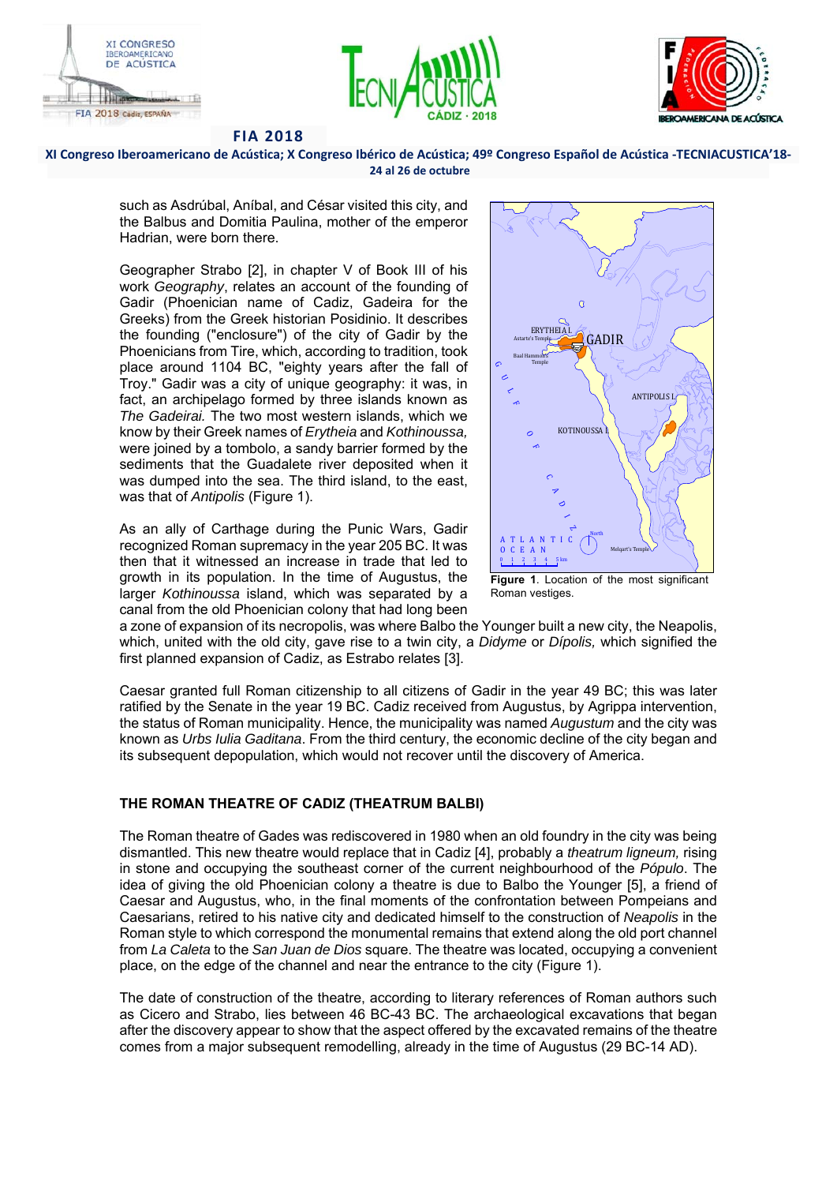such as Asdrúbal, Aníbal, and César visited this city, and the Balbus and Domitia Paulina, mother of the emperor Hadrian, were born there.

Geographer Strabo [2], in chapter V of Book III of his work *Geography*, relates an account of the founding of Gadir (Phoenician name of Cadiz, Gadeira for the Greeks) from the Greek historian Posidinio. It describes the founding ("enclosure") of the city of Gadir by the Phoenicians from Tire, which, according to tradition, took place around 1104 BC, "eighty years after the fall of Troy." Gadir was a city of unique geography: it was, in fact, an archipelago formed by three islands known as *The Gadeirai.* The two most western islands, which we know by their Greek names of *Erytheia* and *Kothinoussa,* were joined by a tombolo, a sandy barrier formed by the sediments that the Guadalete river deposited when it was dumped into the sea. The third island, to the east, was that of *Antipolis* (Figure 1).

**Figure 1**. Location of the most significant Roman vestiges.

As an ally of Carthage during the Punic Wars, Gadir recognized Roman supremacy in the year 205 BC. It was then that it witnessed an increase in trade that led to growth in its population. In the time of Augustus, the larger *Kothinoussa* island, which was separated by a canal from the old Phoenician colony that had long been a zone of expansion of its necropolis, was where Balbo the Younger built a new city, the Neapolis, which, united with the old city, gave rise to a twin city, a *Didyme* or *Dípolis,* which signified the first planned expansion of Cadiz, as Estrabo relates [3].

Caesar granted full Roman citizenship to all citizens of Gadir in the year 49 BC; this was later ratified by the Senate in the year 19 BC. Cadiz received from Augustus, by Agrippa intervention, the status of Roman municipality. Hence, the municipality was named *Augustum* and the city was known as *Urbs Iulia Gaditana*. From the third century, the economic decline of the city began and its subsequent depopulation, which would not recover until the discovery of America.

## THE ROMAN THEATRE OF CADIZ (THEATRUM BALBI)

The Roman theatre of Gades was rediscovered in 1980 when an old foundry in the city was being dismantled. This new theatre would replace that in Cadiz [4], probably a *theatrum ligneum,* rising in stone and occupying the southeast corner of the current neighbourhood of the *Pópulo*. The idea of giving the old Phoenician colony a theatre is due to Balbo the Younger [5], a friend of Caesar and Augustus, who, in the final moments of the confrontation between Pompeians and Caesarians, retired to his native city and dedicated himself to the construction of *Neapolis* in the Roman style to which correspond the monumental remains that extend along the old port channel from *La Caleta* to the *San Juan de Dios* square. The theatre was located, occupying a convenient place, on the edge of the channel and near the entrance to the city (Figure 1).

The date of construction of the theatre, according to literary references of Roman authors such as Cicero and Strabo, lies between 46 BC-43 BC. The archaeological excavations that began after the discovery appear to show that the aspect offered by the excavated remains of the theatre comes from a major subsequent remodelling, already in the time of Augustus (29 BC-14 AD).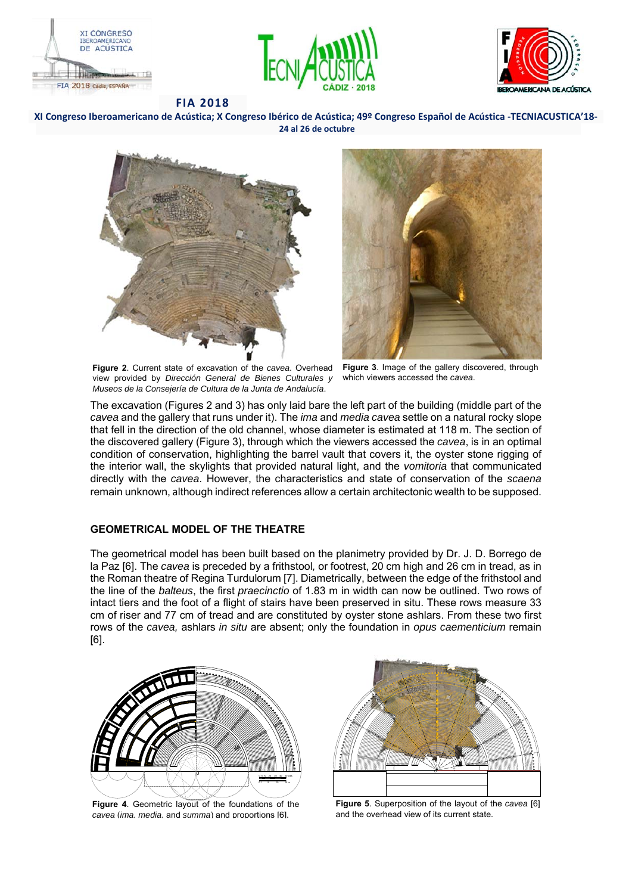**Figure 2**. Current state of excavation of the *cavea*. Overhead view provided by *Dirección General de Bienes Culturales y Museos de la Consejería de Cultura de la Junta de Andalucía*.

**Figure 3**. Image of the gallery discovered, through which viewers accessed the *cavea*.

The excavation (Figures 2 and 3) has only laid bare the left part of the building (middle part of the *cavea* and the gallery that runs under it). The *ima* and *media cavea* settle on a natural rocky slope that fell in the direction of the old channel, whose diameter is estimated at 118 m. The section of the discovered gallery (Figure 3), through which the viewers accessed the *cavea*, is in an optimal condition of conservation, highlighting the barrel vault that covers it, the oyster stone rigging of the interior wall, the skylights that provided natural light, and the *vomitoria* that communicated directly with the *cavea*. However, the characteristics and state of conservation of the *scaena* remain unknown, although indirect references allow a certain architectonic wealth to be supposed.

## GEOMETRICAL MODEL OF THE THEATRE

The geometrical model has been built based on the planimetry provided by Dr. J. D. Borrego de la Paz [6]. The *cavea* is preceded by a frithstool*,* or footrest, 20 cm high and 26 cm in tread, as in the Roman theatre of Regina Turdulorum [7]. Diametrically, between the edge of the frithstool and the line of the *balteus*, the first *praecinctio* of 1.83 m in width can now be outlined. Two rows of intact tiers and the foot of a flight of stairs have been preserved in situ. These rows measure 33 cm of riser and 77 cm of tread and are constituted by oyster stone ashlars. From these two first rows of the *cavea,* ashlars *in situ* are absent; only the foundation in *opus caementicium* remain [6].

**Figure 4**. Geometric layout of the foundations of the *cavea* (*ima*, *media*, and *summa*) and proportions [6].

**Figure 5**. Superposition of the layout of the *cavea* [6] and the overhead view of its current state.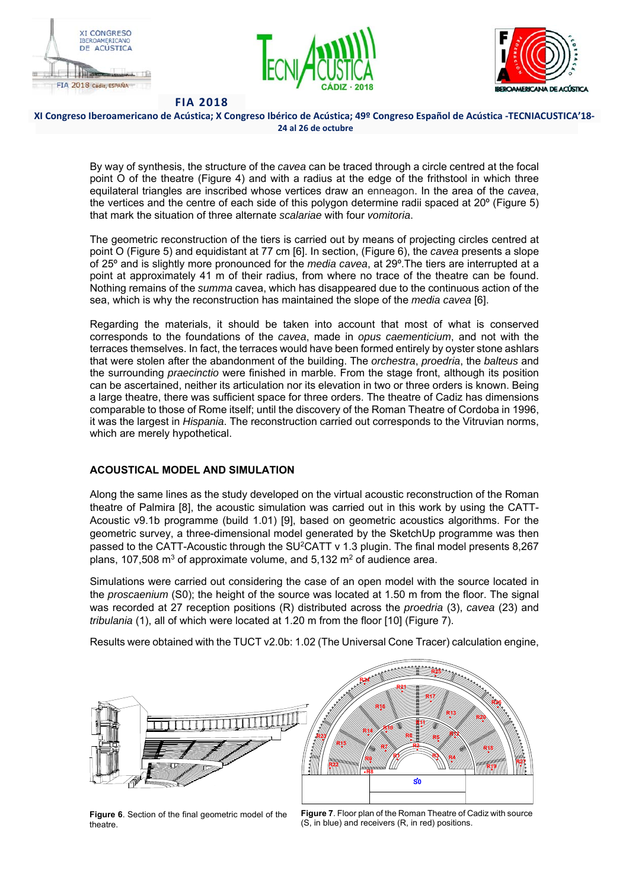By way of synthesis, the structure of the *cavea* can be traced through a circle centred at the focal point O of the theatre (Figure 4) and with a radius at the edge of the frithstool in which three equilateral triangles are inscribed whose vertices draw an enneagon. In the area of the *cavea*, the vertices and the centre of each side of this polygon determine radii spaced at 20º (Figure 5) that mark the situation of three alternate *scalariae* with four *vomitoria*.

The geometric reconstruction of the tiers is carried out by means of projecting circles centred at point O (Figure 5) and equidistant at 77 cm [6]. In section, (Figure 6), the *cavea* presents a slope of 25º and is slightly more pronounced for the *media cavea*, at 29º.The tiers are interrupted at a point at approximately 41 m of their radius, from where no trace of the theatre can be found. Nothing remains of the *summa* cavea, which has disappeared due to the continuous action of the sea, which is why the reconstruction has maintained the slope of the *media cavea* [6].

Regarding the materials, it should be taken into account that most of what is conserved corresponds to the foundations of the *cavea*, made in *opus caementicium*, and not with the terraces themselves. In fact, the terraces would have been formed entirely by oyster stone ashlars that were stolen after the abandonment of the building. The *orchestra*, *proedria*, the *balteus* and the surrounding *praecinctio* were finished in marble. From the stage front, although its position can be ascertained, neither its articulation nor its elevation in two or three orders is known. Being a large theatre, there was sufficient space for three orders. The theatre of Cadiz has dimensions comparable to those of Rome itself; until the discovery of the Roman Theatre of Cordoba in 1996, it was the largest in *Hispania*. The reconstruction carried out corresponds to the Vitruvian norms, which are merely hypothetical.

## ACOUSTICAL MODEL AND SIMULATION

Along the same lines as the study developed on the virtual acoustic reconstruction of the Roman theatre of Palmira [8], the acoustic simulation was carried out in this work by using the CATT-Acoustic v9.1b programme (build 1.01) [9], based on geometric acoustics algorithms. For the geometric survey, a three-dimensional model generated by the SketchUp programme was then passed to the CATT-Acoustic through the SU$^2$CATT v 1.3 plugin. The final model presents 8,267 plans, 107,508 m$^3$ of approximate volume, and 5,132 m$^2$ of audience area.

Simulations were carried out considering the case of an open model with the source located in the *proscaenium* (S0); the height of the source was located at 1.50 m from the floor. The signal was recorded at 27 reception positions (R) distributed across the *proedria* (3), *cavea* (23) and *tribulania* (1), all of which were located at 1.20 m from the floor [10] (Figure 7).

Results were obtained with the TUCT v2.0b: 1.02 (The Universal Cone Tracer) calculation engine,

**Figure 6**. Section of the final geometric model of the theatre.

**Figure 7**. Floor plan of the Roman Theatre of Cadiz with source (S, in blue) and receivers (R, in red) positions.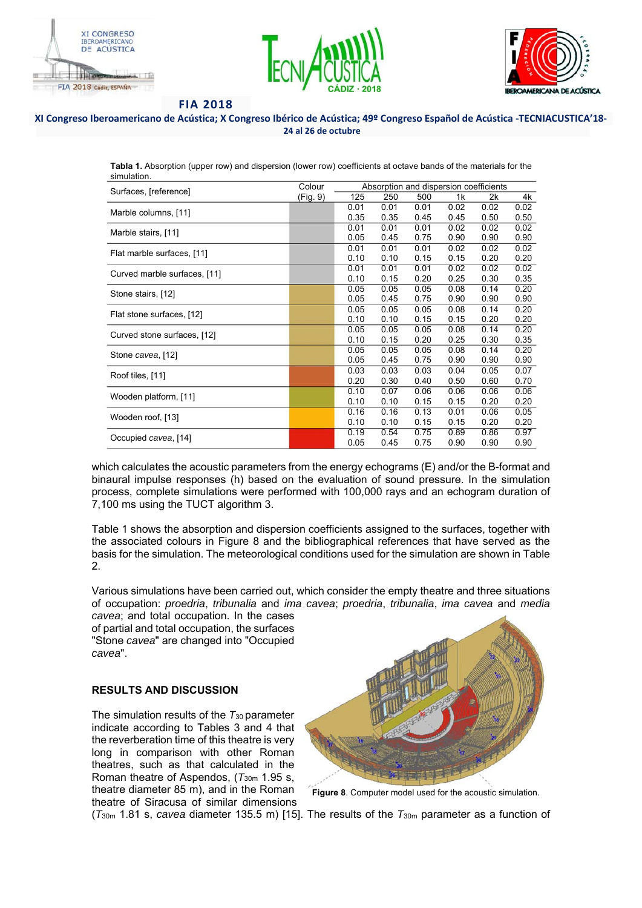**Tabla 1.** Absorption (upper row) and dispersion (lower row) coefficients at octave bands of the materials for the simulation.

| Surfaces, [reference] | Colour (Fig. 9) | 125 | 250 | 500 | 1k | 2k | 4k |
|---|---|---|---|---|---|---|---|
| Marble columns, [11] | | 0.01 | 0.01 | 0.01 | 0.02 | 0.02 | 0.02 |
| | | 0.35 | 0.35 | 0.45 | 0.45 | 0.50 | 0.50 |
| Marble stairs, [11] | | 0.01 | 0.01 | 0.01 | 0.02 | 0.02 | 0.02 |
| | | 0.05 | 0.45 | 0.75 | 0.90 | 0.90 | 0.90 |
| Flat marble surfaces, [11] | | 0.01 | 0.01 | 0.01 | 0.02 | 0.02 | 0.02 |
| | | 0.10 | 0.10 | 0.15 | 0.15 | 0.20 | 0.20 |
| Curved marble surfaces, [11] | | 0.01 | 0.01 | 0.01 | 0.02 | 0.02 | 0.02 |
| | | 0.10 | 0.15 | 0.20 | 0.25 | 0.30 | 0.35 |
| Stone stairs, [12] | | 0.05 | 0.05 | 0.05 | 0.08 | 0.14 | 0.20 |
| | | 0.05 | 0.45 | 0.75 | 0.90 | 0.90 | 0.90 |
| Flat stone surfaces, [12] | | 0.05 | 0.05 | 0.05 | 0.08 | 0.14 | 0.20 |
| | | 0.10 | 0.10 | 0.15 | 0.15 | 0.20 | 0.20 |
| Curved stone surfaces, [12] | | 0.05 | 0.05 | 0.05 | 0.08 | 0.14 | 0.20 |
| | | 0.10 | 0.15 | 0.20 | 0.25 | 0.30 | 0.35 |
| Stone *cavea*, [12] | | 0.05 | 0.05 | 0.05 | 0.08 | 0.14 | 0.20 |
| | | 0.05 | 0.45 | 0.75 | 0.90 | 0.90 | 0.90 |
| Roof tiles, [11] | | 0.03 | 0.03 | 0.03 | 0.04 | 0.05 | 0.07 |
| | | 0.20 | 0.30 | 0.40 | 0.50 | 0.60 | 0.70 |
| Wooden platform, [11] | | 0.10 | 0.07 | 0.06 | 0.06 | 0.06 | 0.06 |
| | | 0.10 | 0.10 | 0.15 | 0.15 | 0.20 | 0.20 |
| Wooden roof, [13] | | 0.16 | 0.16 | 0.13 | 0.01 | 0.06 | 0.05 |
| | | 0.10 | 0.10 | 0.15 | 0.15 | 0.20 | 0.20 |
| Occupied *cavea*, [14] | | 0.19 | 0.54 | 0.75 | 0.89 | 0.86 | 0.97 |
| | | 0.05 | 0.45 | 0.75 | 0.90 | 0.90 | 0.90 |

which calculates the acoustic parameters from the energy echograms (E) and/or the B-format and binaural impulse responses (h) based on the evaluation of sound pressure. In the simulation process, complete simulations were performed with 100,000 rays and an echogram duration of 7,100 ms using the TUCT algorithm 3.

Table 1 shows the absorption and dispersion coefficients assigned to the surfaces, together with the associated colours in Figure 8 and the bibliographical references that have served as the basis for the simulation. The meteorological conditions used for the simulation are shown in Table 2.

Various simulations have been carried out, which consider the empty theatre and three situations of occupation: *proedria*, *tribunalia* and *ima cavea*; *proedria*, *tribunalia*, *ima cavea* and *media cavea*; and total occupation. In the cases of partial and total occupation, the surfaces "Stone *cavea*" are changed into "Occupied *cavea*".

**Figure 8**. Computer model used for the acoustic simulation.

## RESULTS AND DISCUSSION

The simulation results of the $T_{30}$ parameter indicate according to Tables 3 and 4 that the reverberation time of this theatre is very long in comparison with other Roman theatres, such as that calculated in the Roman theatre of Aspendos, ($T_{30m}$ 1.95 s, theatre diameter 85 m), and in the Roman theatre of Siracusa of similar dimensions ($T_{30m}$ 1.81 s, *cavea* diameter 135.5 m) [15]. The results of the $T_{30m}$ parameter as a function of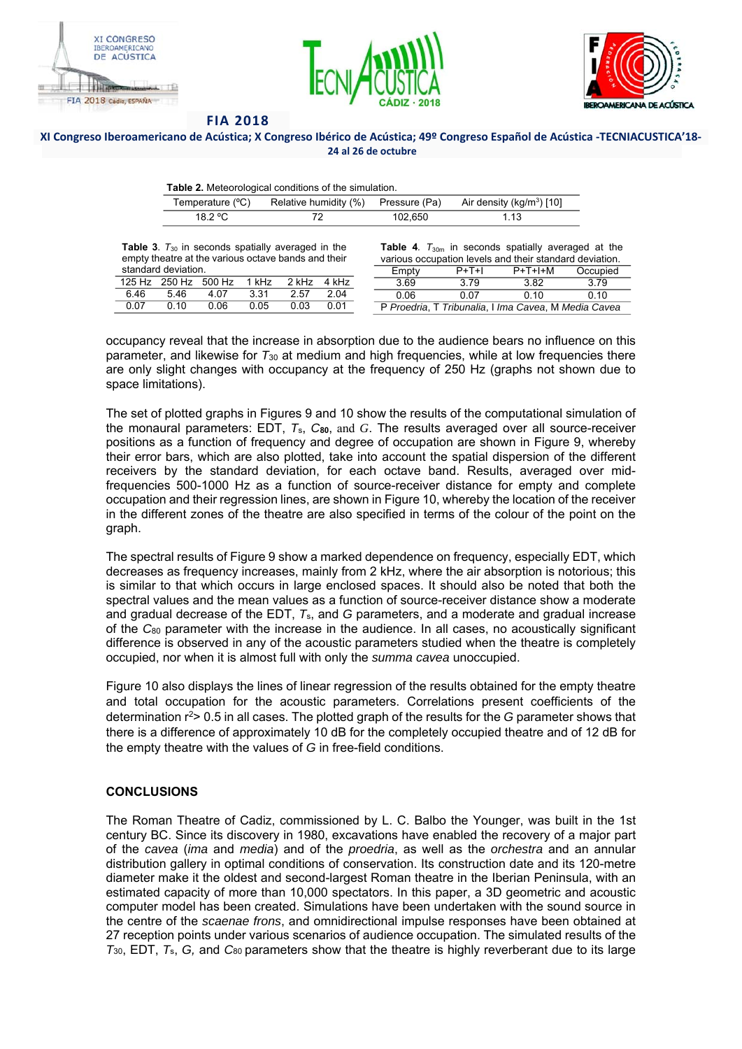**Table 2.** Meteorological conditions of the simulation.

| Temperature (ºC) | Relative humidity (%) | Pressure (Pa) | Air density (kg/m$^3$) [10] |
|---|---|---|---|
| 18.2 ºC | 72 | 102,650 | 1.13 |

**Table 3**. $T_{30}$ in seconds spatially averaged in the empty theatre at the various octave bands and their standard deviation.

| 125 Hz | 250 Hz | 500 Hz | 1 kHz | 2 kHz | 4 kHz |
|---|---|---|---|---|---|
| 6.46 | 5.46 | 4.07 | 3.31 | 2.57 | 2.04 |
| 0.07 | 0.10 | 0.06 | 0.05 | 0.03 | 0.01 |

**Table 4**. $T_{30m}$ in seconds spatially averaged at the various occupation levels and their standard deviation.

| Empty | P+T+I | P+T+I+M | Occupied |
|---|---|---|---|
| 3.69 | 3.79 | 3.82 | 3.79 |
| 0.06 | 0.07 | 0.10 | 0.10 |

*P Proedria*, *T Tribunalia*, *I Ima Cavea*, *M Media Cavea*

occupancy reveal that the increase in absorption due to the audience bears no influence on this parameter, and likewise for $T_{30}$ at medium and high frequencies, while at low frequencies there are only slight changes with occupancy at the frequency of 250 Hz (graphs not shown due to space limitations).

The set of plotted graphs in Figures 9 and 10 show the results of the computational simulation of the monaural parameters: EDT, $T_s$, $C_{80}$, and $G$. The results averaged over all source-receiver positions as a function of frequency and degree of occupation are shown in Figure 9, whereby their error bars, which are also plotted, take into account the spatial dispersion of the different receivers by the standard deviation, for each octave band. Results, averaged over mid-frequencies 500-1000 Hz as a function of source-receiver distance for empty and complete occupation and their regression lines, are shown in Figure 10, whereby the location of the receiver in the different zones of the theatre are also specified in terms of the colour of the point on the graph.

The spectral results of Figure 9 show a marked dependence on frequency, especially EDT, which decreases as frequency increases, mainly from 2 kHz, where the air absorption is notorious; this is similar to that which occurs in large enclosed spaces. It should also be noted that both the spectral values and the mean values as a function of source-receiver distance show a moderate and gradual decrease of the EDT, $T_s$, and $G$ parameters, and a moderate and gradual increase of the $C_{80}$ parameter with the increase in the audience. In all cases, no acoustically significant difference is observed in any of the acoustic parameters studied when the theatre is completely occupied, nor when it is almost full with only the *summa cavea* unoccupied.

Figure 10 also displays the lines of linear regression of the results obtained for the empty theatre and total occupation for the acoustic parameters. Correlations present coefficients of the determination $r^2 > 0.5$ in all cases. The plotted graph of the results for the $G$ parameter shows that there is a difference of approximately 10 dB for the completely occupied theatre and of 12 dB for the empty theatre with the values of $G$ in free-field conditions.

## CONCLUSIONS

The Roman Theatre of Cadiz, commissioned by L. C. Balbo the Younger, was built in the 1st century BC. Since its discovery in 1980, excavations have enabled the recovery of a major part of the *cavea* (*ima* and *media*) and of the *proedria*, as well as the *orchestra* and an annular distribution gallery in optimal conditions of conservation. Its construction date and its 120-metre diameter make it the oldest and second-largest Roman theatre in the Iberian Peninsula, with an estimated capacity of more than 10,000 spectators. In this paper, a 3D geometric and acoustic computer model has been created. Simulations have been undertaken with the sound source in the centre of the *scaenae frons*, and omnidirectional impulse responses have been obtained at 27 reception points under various scenarios of audience occupation. The simulated results of the $T_{30}$, EDT, $T_s$, $G$, and $C_{80}$ parameters show that the theatre is highly reverberant due to its large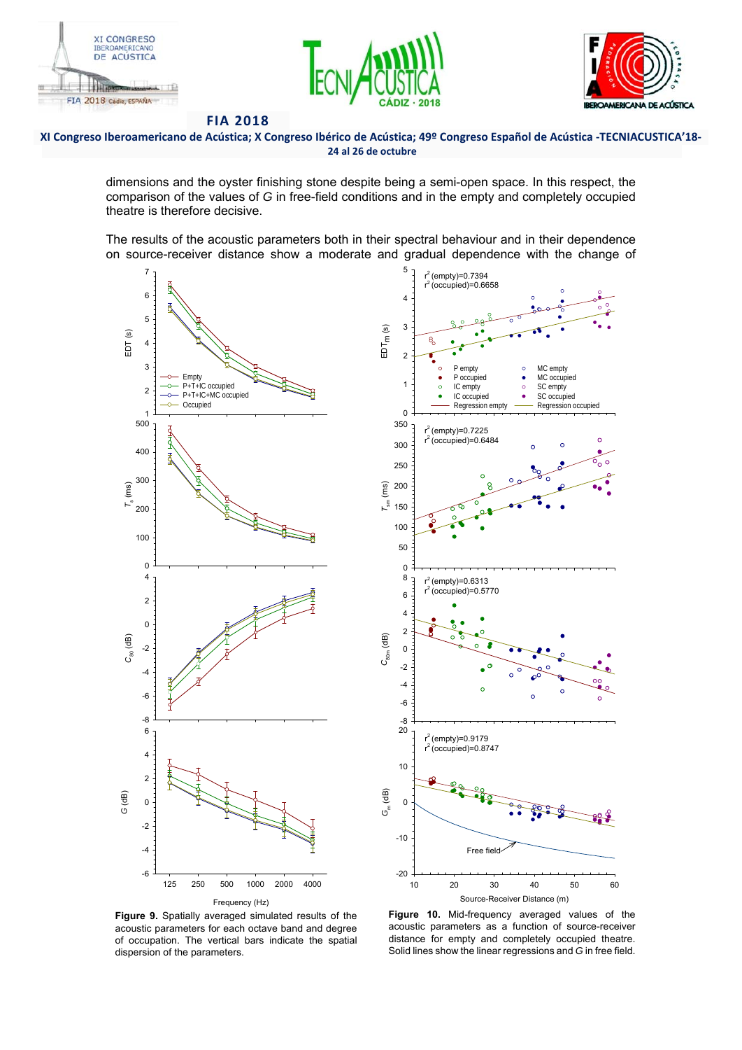dimensions and the oyster finishing stone despite being a semi-open space. In this respect, the comparison of the values of $G$ in free-field conditions and in the empty and completely occupied theatre is therefore decisive.

The results of the acoustic parameters both in their spectral behaviour and in their dependence on source-receiver distance show a moderate and gradual dependence with the change of

**Figure 9.** Spatially averaged simulated results of the acoustic parameters for each octave band and degree of occupation. The vertical bars indicate the spatial dispersion of the parameters.

**Figure 10.** Mid-frequency averaged values of the acoustic parameters as a function of source-receiver distance for empty and completely occupied theatre. Solid lines show the linear regressions and $G$ in free field.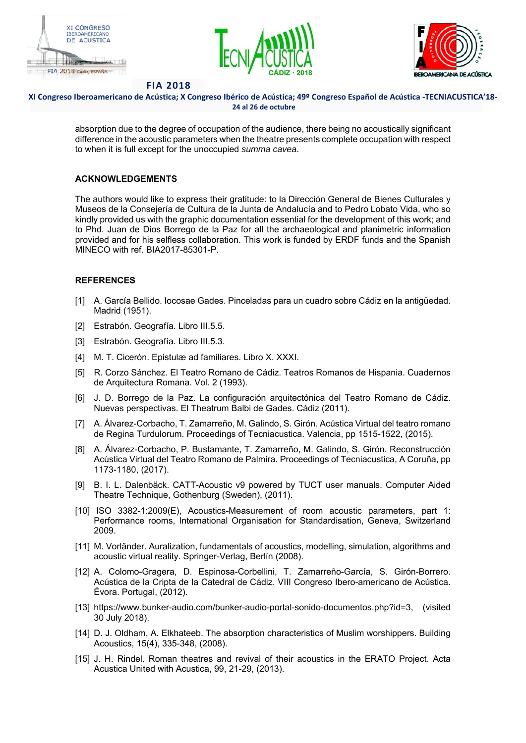absorption due to the degree of occupation of the audience, there being no acoustically significant difference in the acoustic parameters when the theatre presents complete occupation with respect to when it is full except for the unoccupied *summa cavea*.

## ACKNOWLEDGEMENTS

The authors would like to express their gratitude: to la Dirección General de Bienes Culturales y Museos de la Consejería de Cultura de la Junta de Andalucía and to Pedro Lobato Vida, who so kindly provided us with the graphic documentation essential for the development of this work; and to Phd. Juan de Dios Borrego de la Paz for all the archaeological and planimetric information provided and for his selfless collaboration. This work is funded by ERDF funds and the Spanish MINECO with ref. BIA2017-85301-P.

## REFERENCES

[1] A. García Bellido. Iocosae Gades. Pinceladas para un cuadro sobre Cádiz en la antigüedad. Madrid (1951).

[2] Estrabón. Geografía. Libro III.5.5.

[3] Estrabón. Geografía. Libro III.5.3.

[4] M. T. Cicerón. Epistulæ ad familiares. Libro X. XXXI.

[5] R. Corzo Sánchez. El Teatro Romano de Cádiz. Teatros Romanos de Hispania. Cuadernos de Arquitectura Romana. Vol. 2 (1993).

[6] J. D. Borrego de la Paz. La configuración arquitectónica del Teatro Romano de Cádiz. Nuevas perspectivas. El Theatrum Balbi de Gades. Cádiz (2011).

[7] A. Álvarez-Corbacho, T. Zamarreño, M. Galindo, S. Girón. Acústica Virtual del teatro romano de Regina Turdulorum. Proceedings of Tecniacustica. Valencia, pp 1515-1522, (2015).

[8] A. Álvarez-Corbacho, P. Bustamante, T. Zamarreño, M. Galindo, S. Girón. Reconstrucción Acústica Virtual del Teatro Romano de Palmira. Proceedings of Tecniacustica, A Coruña, pp 1173-1180, (2017).

[9] B. I. L. Dalenbäck. CATT-Acoustic v9 powered by TUCT user manuals. Computer Aided Theatre Technique, Gothenburg (Sweden), (2011).

[10] ISO 3382-1:2009(E), Acoustics-Measurement of room acoustic parameters, part 1: Performance rooms, International Organisation for Standardisation, Geneva, Switzerland 2009.

[11] M. Vorländer. Auralization, fundamentals of acoustics, modelling, simulation, algorithms and acoustic virtual reality. Springer-Verlag, Berlín (2008).

[12] A. Colomo-Gragera, D. Espinosa-Corbellini, T. Zamarreño-García, S. Girón-Borrero. Acústica de la Cripta de la Catedral de Cádiz. VIII Congreso Ibero-americano de Acústica. Évora. Portugal, (2012).

[13] https://www.bunker-audio.com/bunker-audio-portal-sonido-documentos.php?id=3, (visited 30 July 2018).

[14] D. J. Oldham, A. Elkhateeb. The absorption characteristics of Muslim worshippers. Building Acoustics, 15(4), 335-348, (2008).

[15] J. H. Rindel. Roman theatres and revival of their acoustics in the ERATO Project. Acta Acustica United with Acustica, 99, 21-29, (2013).